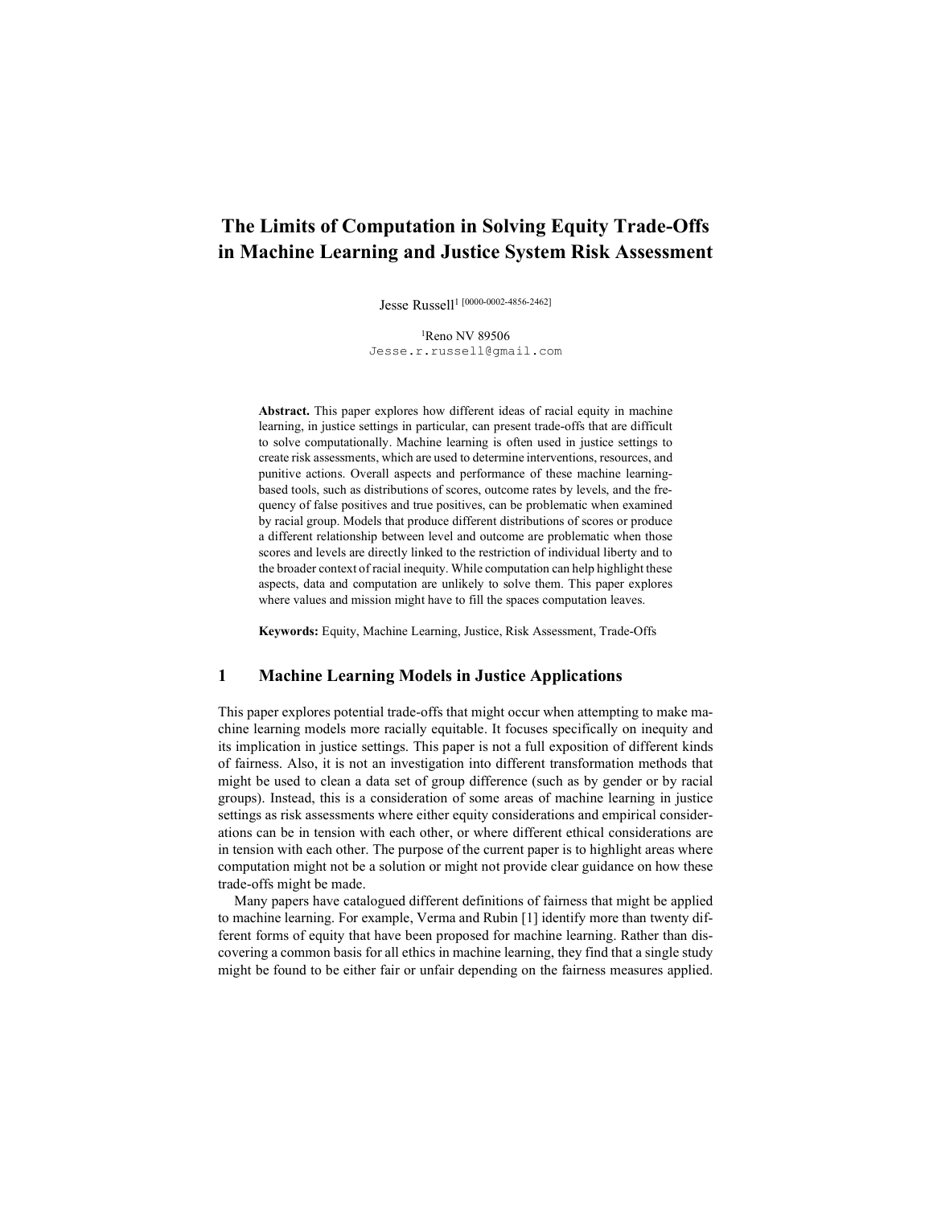# The Limits of Computation in Solving Equity Trade-Offs in Machine Learning and Justice System Risk Assessment

Jesse Russell[1] [0000-0002-4856-2462]

[1]Reno NV 89506
Jesse.r.russell@gmail.com

**Abstract.** This paper explores how different ideas of racial equity in machine learning, in justice settings in particular, can present trade-offs that are difficult to solve computationally. Machine learning is often used in justice settings to create risk assessments, which are used to determine interventions, resources, and punitive actions. Overall aspects and performance of these machine learning-based tools, such as distributions of scores, outcome rates by levels, and the frequency of false positives and true positives, can be problematic when examined by racial group. Models that produce different distributions of scores or produce a different relationship between level and outcome are problematic when those scores and levels are directly linked to the restriction of individual liberty and to the broader context of racial inequity. While computation can help highlight these aspects, data and computation are unlikely to solve them. This paper explores where values and mission might have to fill the spaces computation leaves.

**Keywords:** Equity, Machine Learning, Justice, Risk Assessment, Trade-Offs

## 1 Machine Learning Models in Justice Applications

This paper explores potential trade-offs that might occur when attempting to make machine learning models more racially equitable. It focuses specifically on inequity and its implication in justice settings. This paper is not a full exposition of different kinds of fairness. Also, it is not an investigation into different transformation methods that might be used to clean a data set of group difference (such as by gender or by racial groups). Instead, this is a consideration of some areas of machine learning in justice settings as risk assessments where either equity considerations and empirical considerations can be in tension with each other, or where different ethical considerations are in tension with each other. The purpose of the current paper is to highlight areas where computation might not be a solution or might not provide clear guidance on how these trade-offs might be made.

Many papers have catalogued different definitions of fairness that might be applied to machine learning. For example, Verma and Rubin [1] identify more than twenty different forms of equity that have been proposed for machine learning. Rather than discovering a common basis for all ethics in machine learning, they find that a single study might be found to be either fair or unfair depending on the fairness measures applied.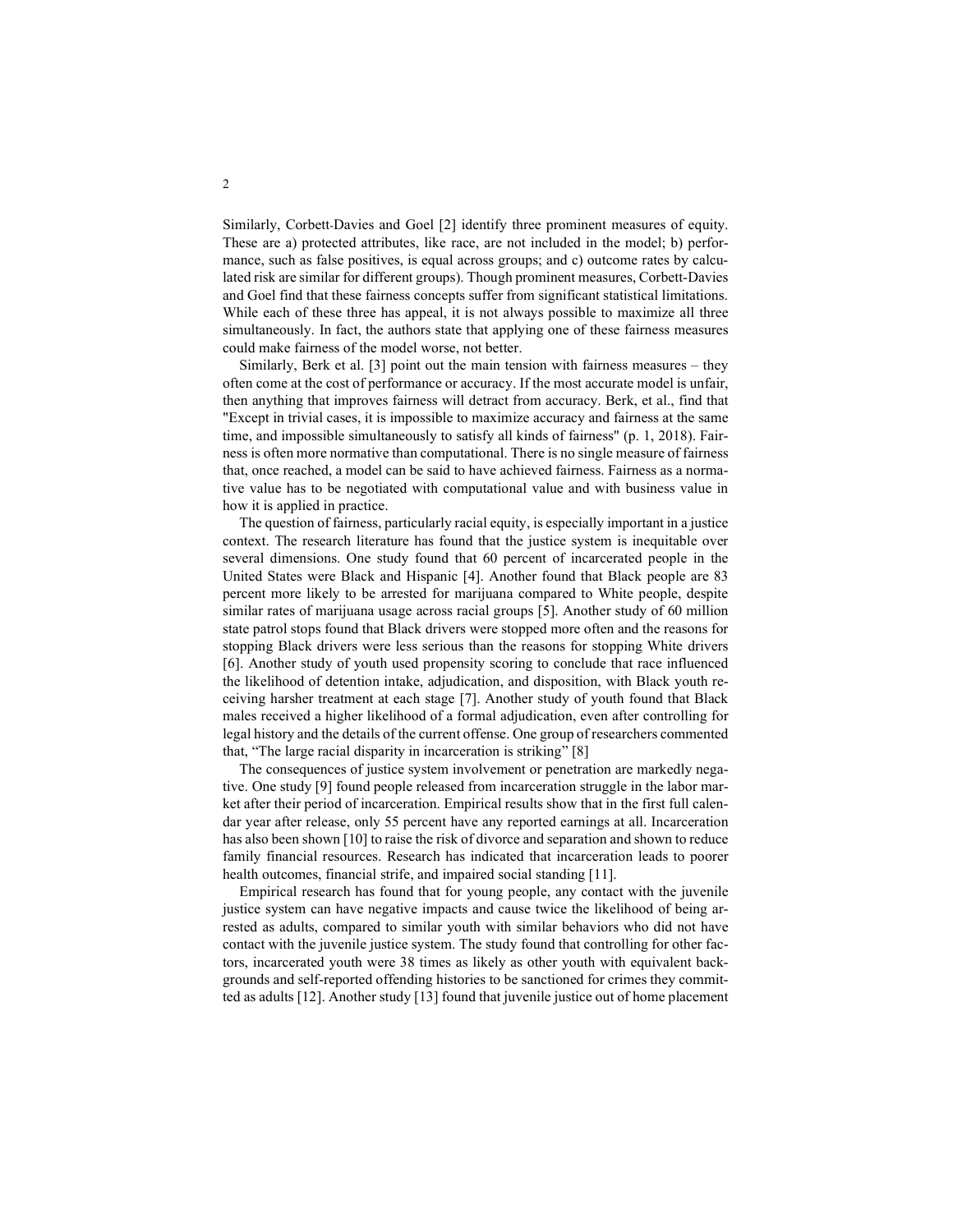Similarly, Corbett-Davies and Goel [2] identify three prominent measures of equity. These are a) protected attributes, like race, are not included in the model; b) performance, such as false positives, is equal across groups; and c) outcome rates by calculated risk are similar for different groups). Though prominent measures, Corbett-Davies and Goel find that these fairness concepts suffer from significant statistical limitations. While each of these three has appeal, it is not always possible to maximize all three simultaneously. In fact, the authors state that applying one of these fairness measures could make fairness of the model worse, not better.

Similarly, Berk et al. [3] point out the main tension with fairness measures – they often come at the cost of performance or accuracy. If the most accurate model is unfair, then anything that improves fairness will detract from accuracy. Berk, et al., find that "Except in trivial cases, it is impossible to maximize accuracy and fairness at the same time, and impossible simultaneously to satisfy all kinds of fairness" (p. 1, 2018). Fairness is often more normative than computational. There is no single measure of fairness that, once reached, a model can be said to have achieved fairness. Fairness as a normative value has to be negotiated with computational value and with business value in how it is applied in practice.

The question of fairness, particularly racial equity, is especially important in a justice context. The research literature has found that the justice system is inequitable over several dimensions. One study found that 60 percent of incarcerated people in the United States were Black and Hispanic [4]. Another found that Black people are 83 percent more likely to be arrested for marijuana compared to White people, despite similar rates of marijuana usage across racial groups [5]. Another study of 60 million state patrol stops found that Black drivers were stopped more often and the reasons for stopping Black drivers were less serious than the reasons for stopping White drivers [6]. Another study of youth used propensity scoring to conclude that race influenced the likelihood of detention intake, adjudication, and disposition, with Black youth receiving harsher treatment at each stage [7]. Another study of youth found that Black males received a higher likelihood of a formal adjudication, even after controlling for legal history and the details of the current offense. One group of researchers commented that, "The large racial disparity in incarceration is striking" [8]

The consequences of justice system involvement or penetration are markedly negative. One study [9] found people released from incarceration struggle in the labor market after their period of incarceration. Empirical results show that in the first full calendar year after release, only 55 percent have any reported earnings at all. Incarceration has also been shown [10] to raise the risk of divorce and separation and shown to reduce family financial resources. Research has indicated that incarceration leads to poorer health outcomes, financial strife, and impaired social standing [11].

Empirical research has found that for young people, any contact with the juvenile justice system can have negative impacts and cause twice the likelihood of being arrested as adults, compared to similar youth with similar behaviors who did not have contact with the juvenile justice system. The study found that controlling for other factors, incarcerated youth were 38 times as likely as other youth with equivalent backgrounds and self-reported offending histories to be sanctioned for crimes they committed as adults [12]. Another study [13] found that juvenile justice out of home placement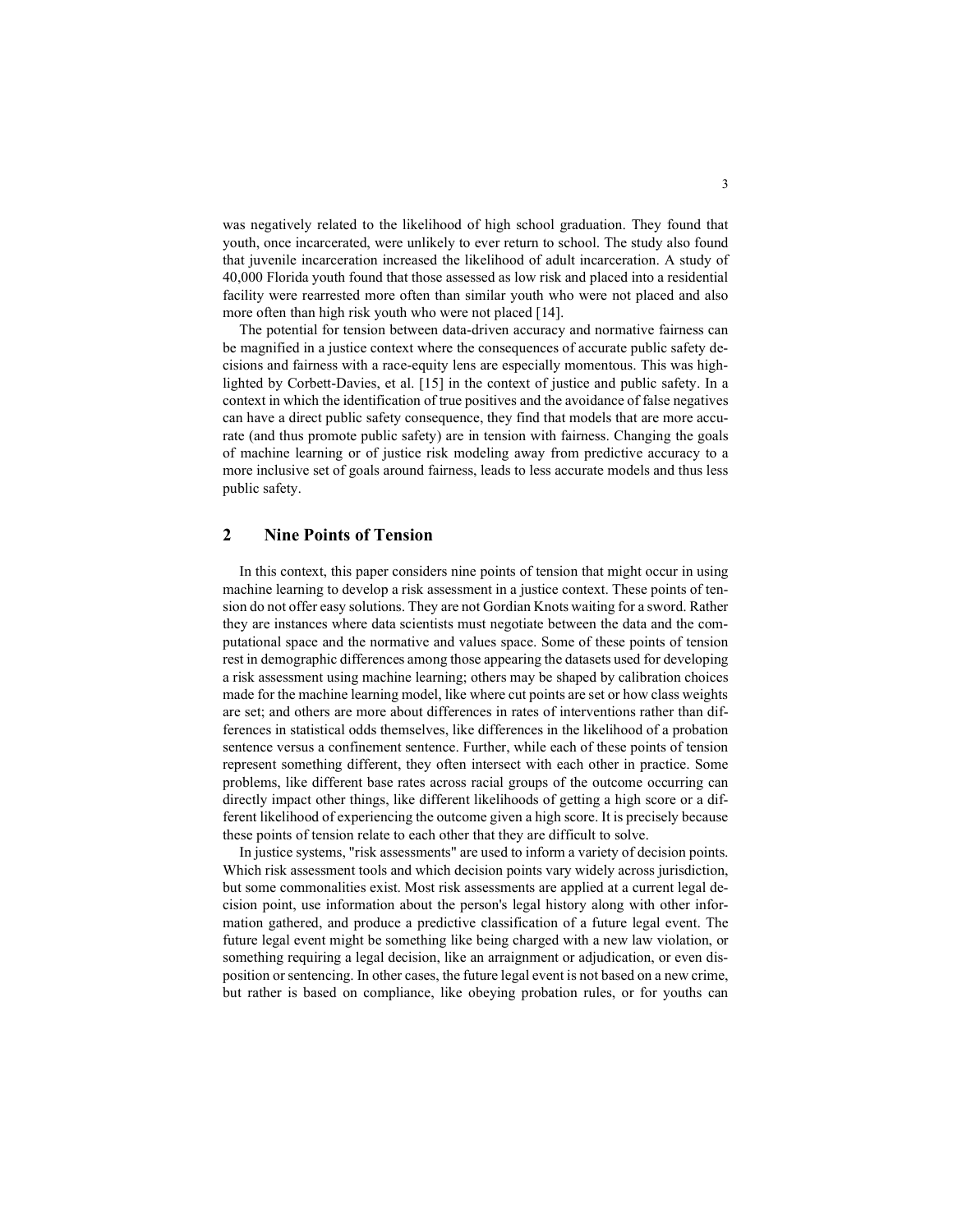was negatively related to the likelihood of high school graduation. They found that youth, once incarcerated, were unlikely to ever return to school. The study also found that juvenile incarceration increased the likelihood of adult incarceration. A study of 40,000 Florida youth found that those assessed as low risk and placed into a residential facility were rearrested more often than similar youth who were not placed and also more often than high risk youth who were not placed [14].

The potential for tension between data-driven accuracy and normative fairness can be magnified in a justice context where the consequences of accurate public safety decisions and fairness with a race-equity lens are especially momentous. This was highlighted by Corbett-Davies, et al. [15] in the context of justice and public safety. In a context in which the identification of true positives and the avoidance of false negatives can have a direct public safety consequence, they find that models that are more accurate (and thus promote public safety) are in tension with fairness. Changing the goals of machine learning or of justice risk modeling away from predictive accuracy to a more inclusive set of goals around fairness, leads to less accurate models and thus less public safety.

## 2 Nine Points of Tension

In this context, this paper considers nine points of tension that might occur in using machine learning to develop a risk assessment in a justice context. These points of tension do not offer easy solutions. They are not Gordian Knots waiting for a sword. Rather they are instances where data scientists must negotiate between the data and the computational space and the normative and values space. Some of these points of tension rest in demographic differences among those appearing the datasets used for developing a risk assessment using machine learning; others may be shaped by calibration choices made for the machine learning model, like where cut points are set or how class weights are set; and others are more about differences in rates of interventions rather than differences in statistical odds themselves, like differences in the likelihood of a probation sentence versus a confinement sentence. Further, while each of these points of tension represent something different, they often intersect with each other in practice. Some problems, like different base rates across racial groups of the outcome occurring can directly impact other things, like different likelihoods of getting a high score or a different likelihood of experiencing the outcome given a high score. It is precisely because these points of tension relate to each other that they are difficult to solve.

In justice systems, "risk assessments" are used to inform a variety of decision points. Which risk assessment tools and which decision points vary widely across jurisdiction, but some commonalities exist. Most risk assessments are applied at a current legal decision point, use information about the person's legal history along with other information gathered, and produce a predictive classification of a future legal event. The future legal event might be something like being charged with a new law violation, or something requiring a legal decision, like an arraignment or adjudication, or even disposition or sentencing. In other cases, the future legal event is not based on a new crime, but rather is based on compliance, like obeying probation rules, or for youths can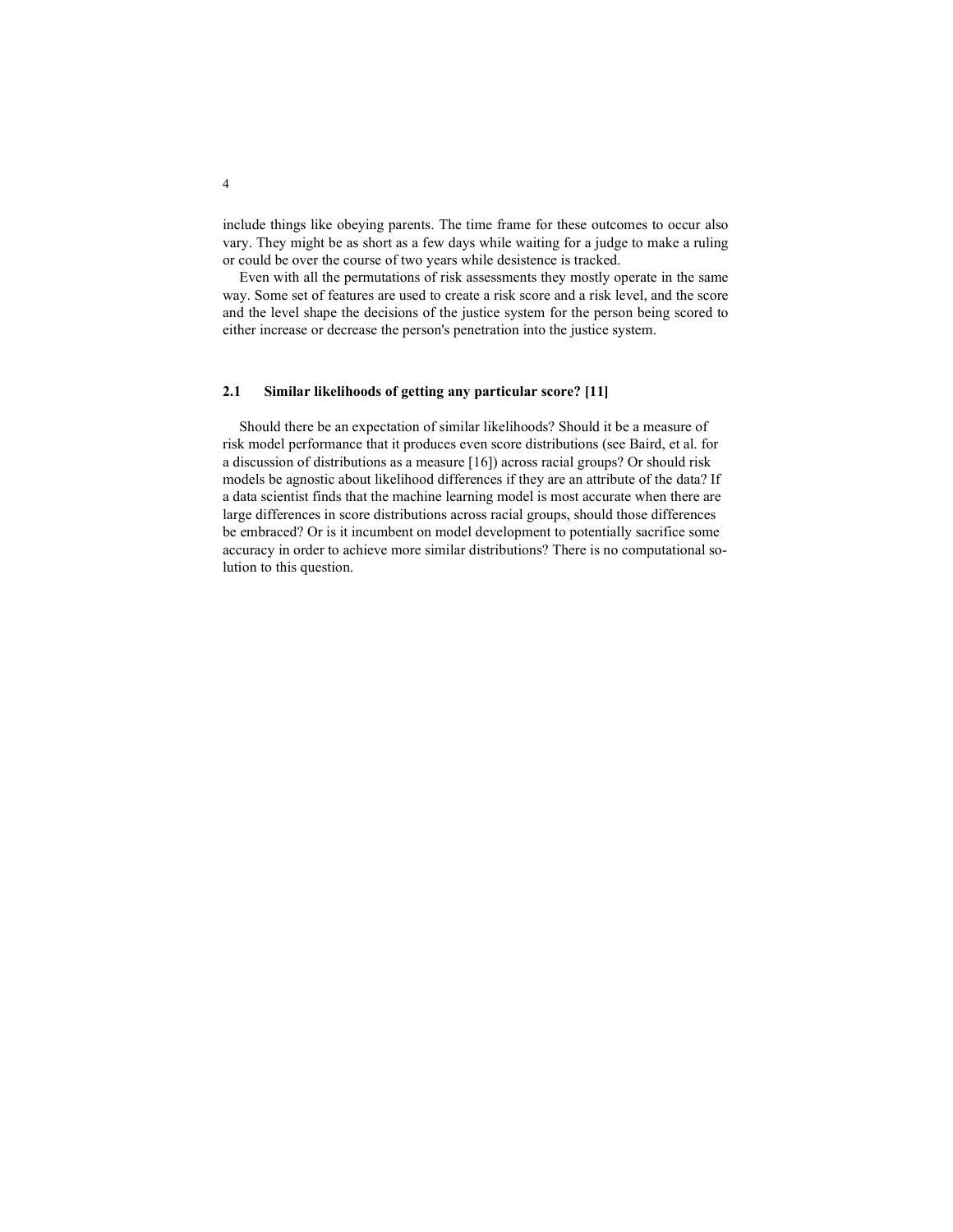include things like obeying parents. The time frame for these outcomes to occur also vary. They might be as short as a few days while waiting for a judge to make a ruling or could be over the course of two years while desistence is tracked.

Even with all the permutations of risk assessments they mostly operate in the same way. Some set of features are used to create a risk score and a risk level, and the score and the level shape the decisions of the justice system for the person being scored to either increase or decrease the person's penetration into the justice system.

### 2.1 Similar likelihoods of getting any particular score? [11]

Should there be an expectation of similar likelihoods? Should it be a measure of risk model performance that it produces even score distributions (see Baird, et al. for a discussion of distributions as a measure [16]) across racial groups? Or should risk models be agnostic about likelihood differences if they are an attribute of the data? If a data scientist finds that the machine learning model is most accurate when there are large differences in score distributions across racial groups, should those differences be embraced? Or is it incumbent on model development to potentially sacrifice some accuracy in order to achieve more similar distributions? There is no computational solution to this question.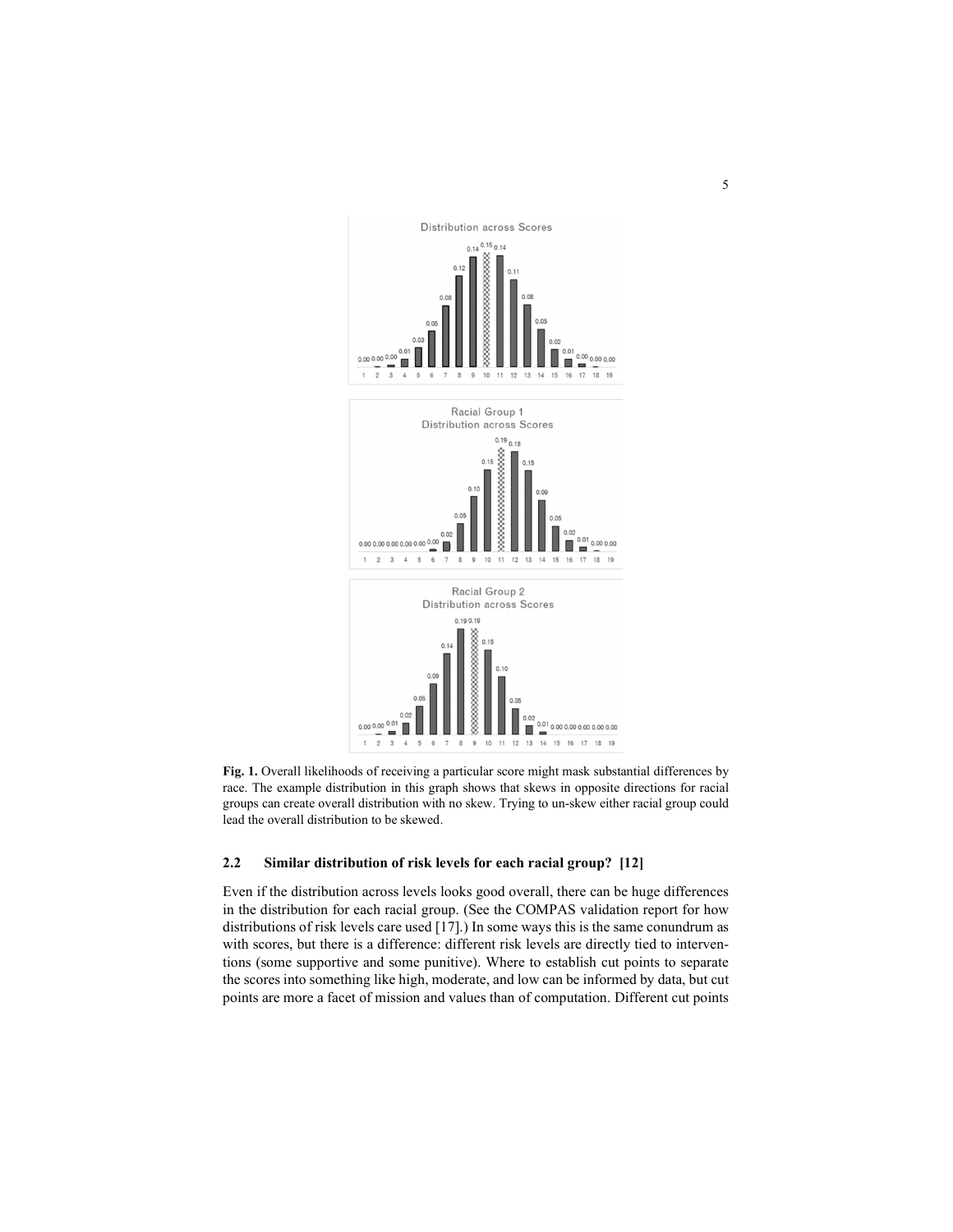**Fig. 1.** Overall likelihoods of receiving a particular score might mask substantial differences by race. The example distribution in this graph shows that skews in opposite directions for racial groups can create overall distribution with no skew. Trying to un-skew either racial group could lead the overall distribution to be skewed.

### 2.2 Similar distribution of risk levels for each racial group? [12]

Even if the distribution across levels looks good overall, there can be huge differences in the distribution for each racial group. (See the COMPAS validation report for how distributions of risk levels care used [17].) In some ways this is the same conundrum as with scores, but there is a difference: different risk levels are directly tied to interventions (some supportive and some punitive). Where to establish cut points to separate the scores into something like high, moderate, and low can be informed by data, but cut points are more a facet of mission and values than of computation. Different cut points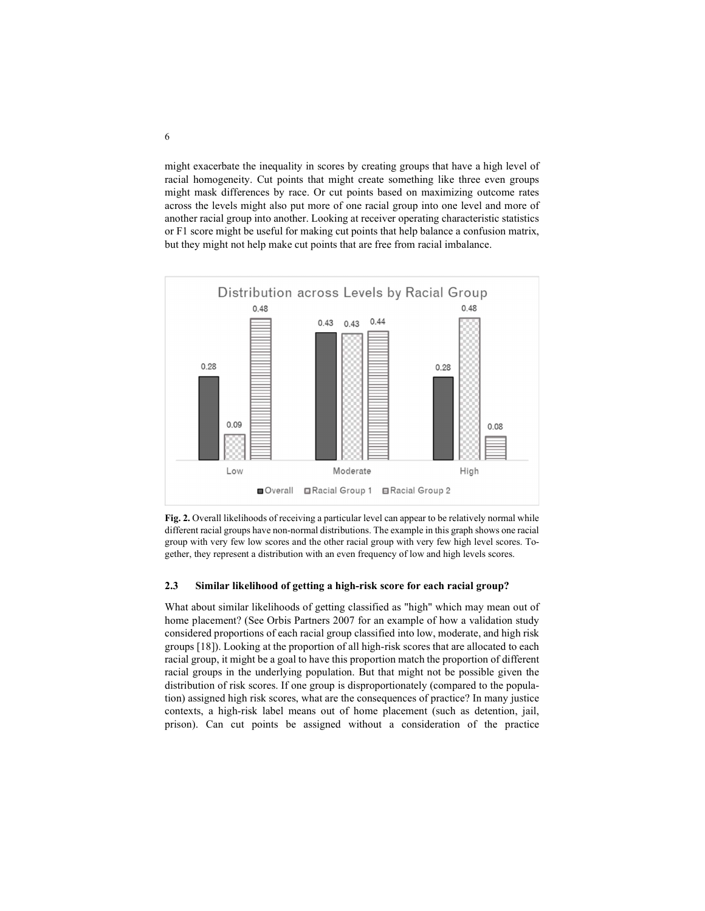might exacerbate the inequality in scores by creating groups that have a high level of racial homogeneity. Cut points that might create something like three even groups might mask differences by race. Or cut points based on maximizing outcome rates across the levels might also put more of one racial group into one level and more of another racial group into another. Looking at receiver operating characteristic statistics or F1 score might be useful for making cut points that help balance a confusion matrix, but they might not help make cut points that are free from racial imbalance.

**Fig. 2.** Overall likelihoods of receiving a particular level can appear to be relatively normal while different racial groups have non-normal distributions. The example in this graph shows one racial group with very few low scores and the other racial group with very few high level scores. Together, they represent a distribution with an even frequency of low and high levels scores.

### 2.3 Similar likelihood of getting a high-risk score for each racial group?

What about similar likelihoods of getting classified as "high" which may mean out of home placement? (See Orbis Partners 2007 for an example of how a validation study considered proportions of each racial group classified into low, moderate, and high risk groups [18]). Looking at the proportion of all high-risk scores that are allocated to each racial group, it might be a goal to have this proportion match the proportion of different racial groups in the underlying population. But that might not be possible given the distribution of risk scores. If one group is disproportionately (compared to the population) assigned high risk scores, what are the consequences of practice? In many justice contexts, a high-risk label means out of home placement (such as detention, jail, prison). Can cut points be assigned without a consideration of the practice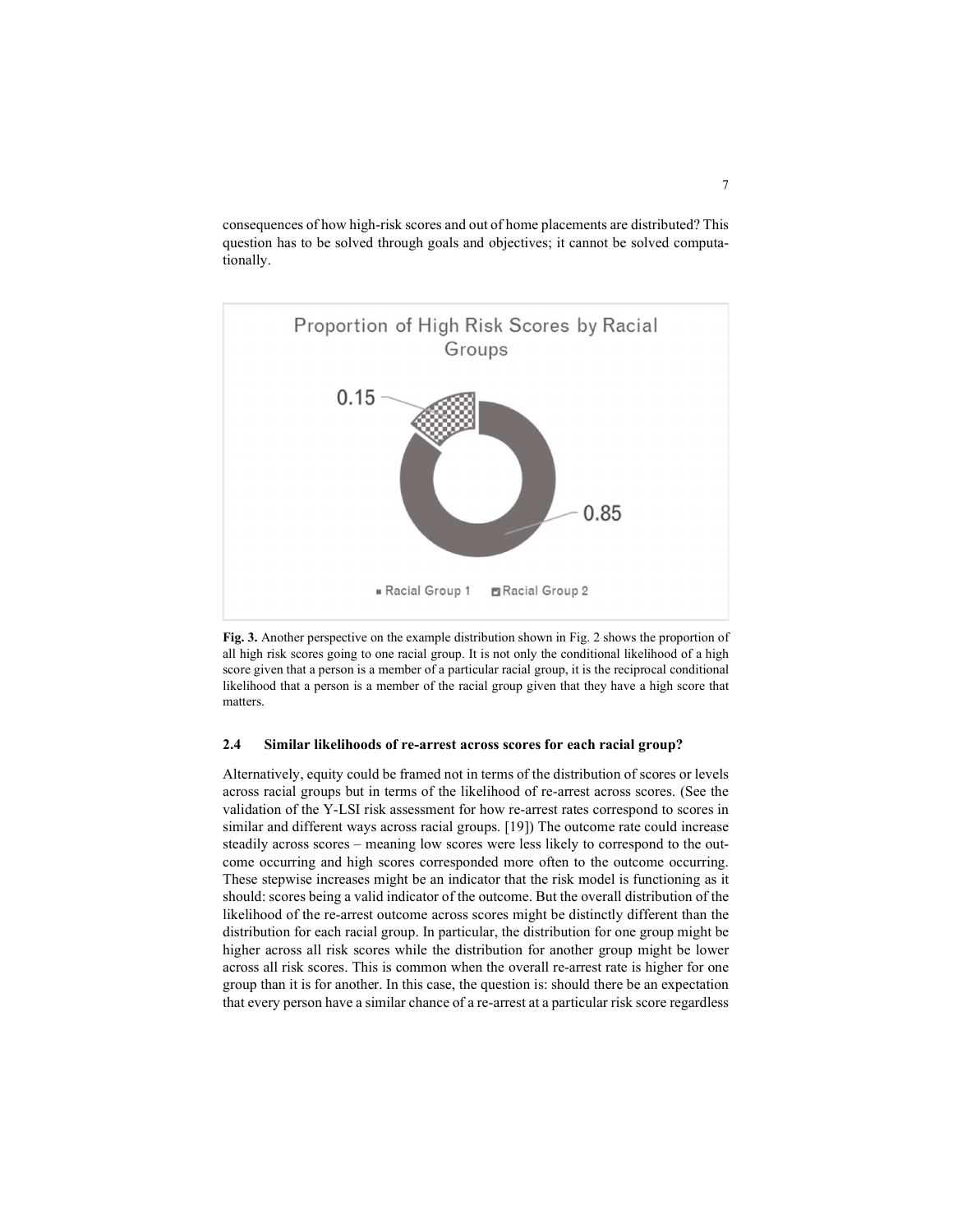consequences of how high-risk scores and out of home placements are distributed? This question has to be solved through goals and objectives; it cannot be solved computationally.

**Fig. 3.** Another perspective on the example distribution shown in Fig. 2 shows the proportion of all high risk scores going to one racial group. It is not only the conditional likelihood of a high score given that a person is a member of a particular racial group, it is the reciprocal conditional likelihood that a person is a member of the racial group given that they have a high score that matters.

### 2.4 Similar likelihoods of re-arrest across scores for each racial group?

Alternatively, equity could be framed not in terms of the distribution of scores or levels across racial groups but in terms of the likelihood of re-arrest across scores. (See the validation of the Y-LSI risk assessment for how re-arrest rates correspond to scores in similar and different ways across racial groups. [19]) The outcome rate could increase steadily across scores – meaning low scores were less likely to correspond to the outcome occurring and high scores corresponded more often to the outcome occurring. These stepwise increases might be an indicator that the risk model is functioning as it should: scores being a valid indicator of the outcome. But the overall distribution of the likelihood of the re-arrest outcome across scores might be distinctly different than the distribution for each racial group. In particular, the distribution for one group might be higher across all risk scores while the distribution for another group might be lower across all risk scores. This is common when the overall re-arrest rate is higher for one group than it is for another. In this case, the question is: should there be an expectation that every person have a similar chance of a re-arrest at a particular risk score regardless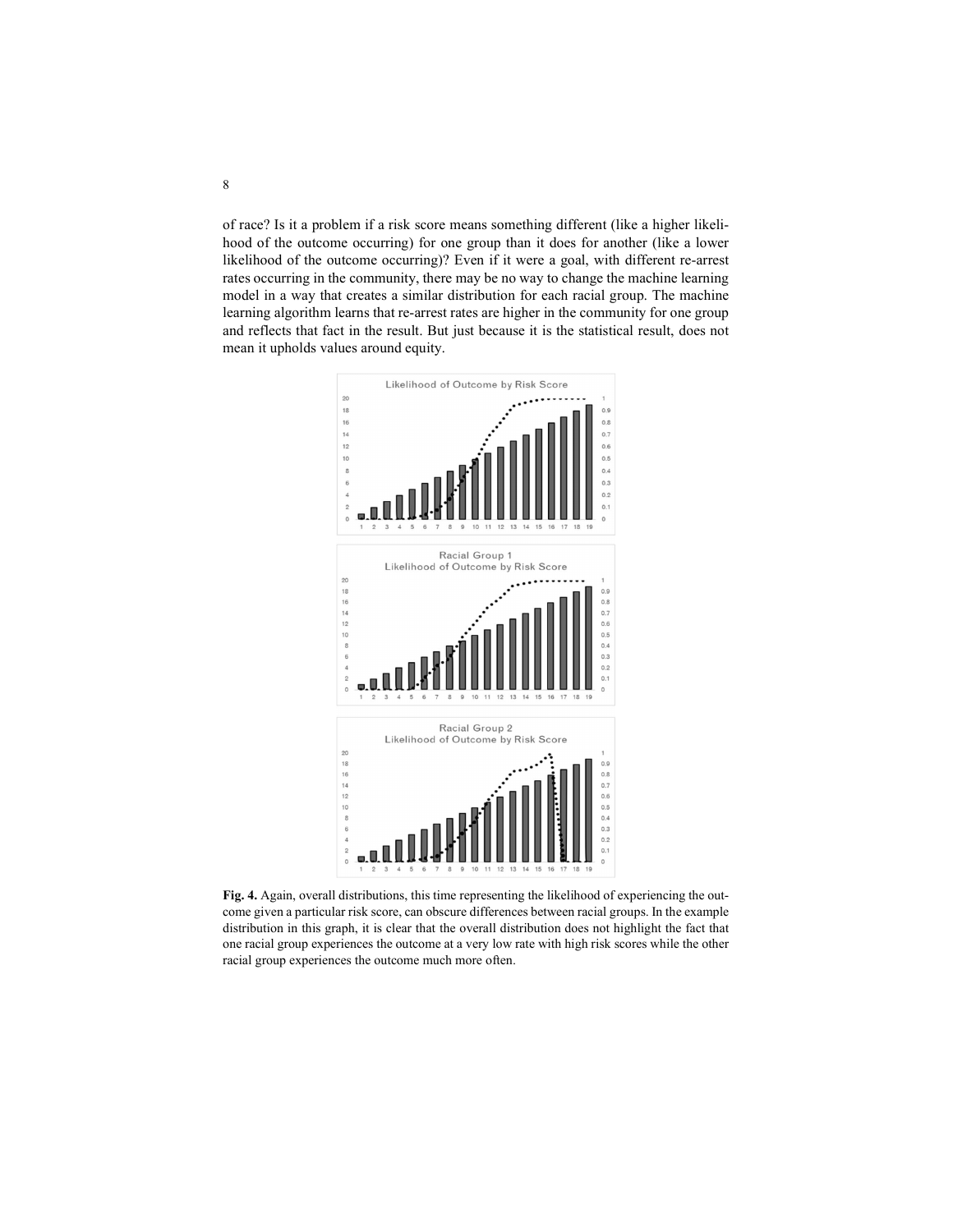of race? Is it a problem if a risk score means something different (like a higher likelihood of the outcome occurring) for one group than it does for another (like a lower likelihood of the outcome occurring)? Even if it were a goal, with different re-arrest rates occurring in the community, there may be no way to change the machine learning model in a way that creates a similar distribution for each racial group. The machine learning algorithm learns that re-arrest rates are higher in the community for one group and reflects that fact in the result. But just because it is the statistical result, does not mean it upholds values around equity.

**Fig. 4.** Again, overall distributions, this time representing the likelihood of experiencing the outcome given a particular risk score, can obscure differences between racial groups. In the example distribution in this graph, it is clear that the overall distribution does not highlight the fact that one racial group experiences the outcome at a very low rate with high risk scores while the other racial group experiences the outcome much more often.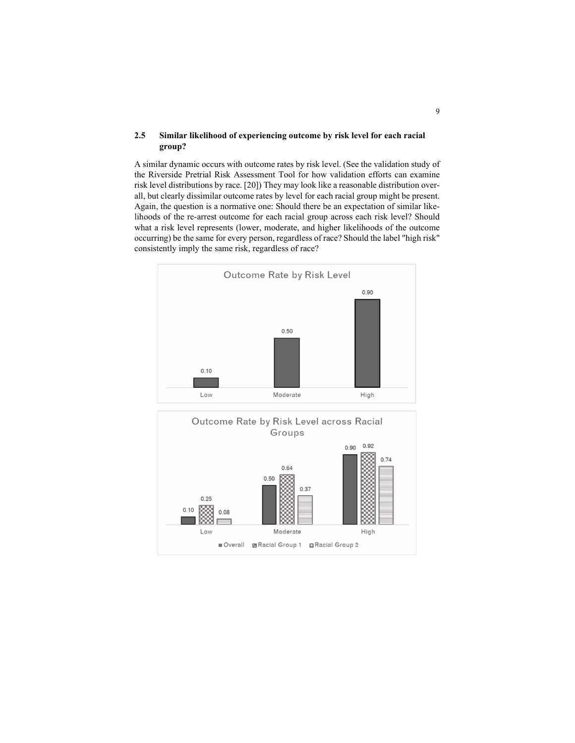### 2.5 Similar likelihood of experiencing outcome by risk level for each racial group?

A similar dynamic occurs with outcome rates by risk level. (See the validation study of the Riverside Pretrial Risk Assessment Tool for how validation efforts can examine risk level distributions by race. [20]) They may look like a reasonable distribution overall, but clearly dissimilar outcome rates by level for each racial group might be present. Again, the question is a normative one: Should there be an expectation of similar likelihoods of the re-arrest outcome for each racial group across each risk level? Should what a risk level represents (lower, moderate, and higher likelihoods of the outcome occurring) be the same for every person, regardless of race? Should the label "high risk" consistently imply the same risk, regardless of race?

**Outcome Rate by Risk Level**

| Risk Level | Outcome Rate |
|---|---|
| Low | 0.10 |
| Moderate | 0.50 |
| High | 0.90 |

**Outcome Rate by Risk Level across Racial Groups**

| Risk Level | Overall | Racial Group 1 | Racial Group 2 |
|---|---|---|---|
| Low | 0.10 | 0.25 | 0.08 |
| Moderate | 0.50 | 0.64 | 0.37 |
| High | 0.90 | 0.92 | 0.74 |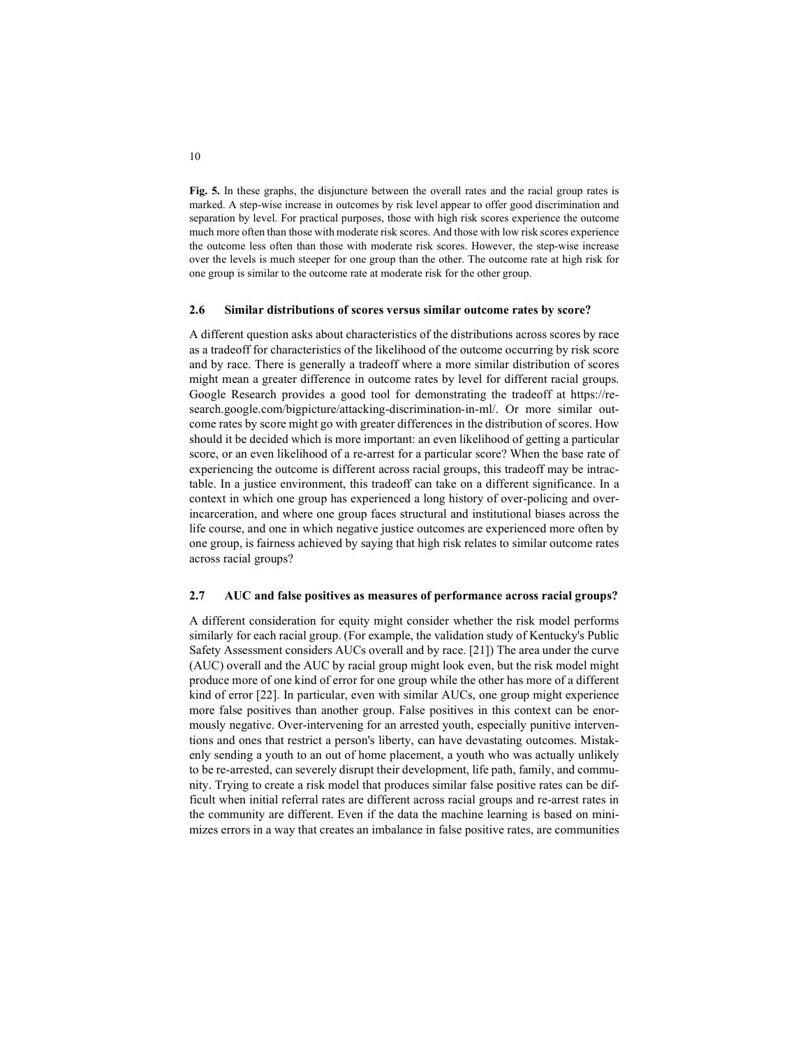**Fig. 5.** In these graphs, the disjuncture between the overall rates and the racial group rates is marked. A step-wise increase in outcomes by risk level appear to offer good discrimination and separation by level. For practical purposes, those with high risk scores experience the outcome much more often than those with moderate risk scores. And those with low risk scores experience the outcome less often than those with moderate risk scores. However, the step-wise increase over the levels is much steeper for one group than the other. The outcome rate at high risk for one group is similar to the outcome rate at moderate risk for the other group.

### 2.6 Similar distributions of scores versus similar outcome rates by score?

A different question asks about characteristics of the distributions across scores by race as a tradeoff for characteristics of the likelihood of the outcome occurring by risk score and by race. There is generally a tradeoff where a more similar distribution of scores might mean a greater difference in outcome rates by level for different racial groups. Google Research provides a good tool for demonstrating the tradeoff at https://research.google.com/bigpicture/attacking-discrimination-in-ml/. Or more similar outcome rates by score might go with greater differences in the distribution of scores. How should it be decided which is more important: an even likelihood of getting a particular score, or an even likelihood of a re-arrest for a particular score? When the base rate of experiencing the outcome is different across racial groups, this tradeoff may be intractable. In a justice environment, this tradeoff can take on a different significance. In a context in which one group has experienced a long history of over-policing and over-incarceration, and where one group faces structural and institutional biases across the life course, and one in which negative justice outcomes are experienced more often by one group, is fairness achieved by saying that high risk relates to similar outcome rates across racial groups?

### 2.7 AUC and false positives as measures of performance across racial groups?

A different consideration for equity might consider whether the risk model performs similarly for each racial group. (For example, the validation study of Kentucky's Public Safety Assessment considers AUCs overall and by race. [21]) The area under the curve (AUC) overall and the AUC by racial group might look even, but the risk model might produce more of one kind of error for one group while the other has more of a different kind of error [22]. In particular, even with similar AUCs, one group might experience more false positives than another group. False positives in this context can be enormously negative. Over-intervening for an arrested youth, especially punitive interventions and ones that restrict a person's liberty, can have devastating outcomes. Mistakenly sending a youth to an out of home placement, a youth who was actually unlikely to be re-arrested, can severely disrupt their development, life path, family, and community. Trying to create a risk model that produces similar false positive rates can be difficult when initial referral rates are different across racial groups and re-arrest rates in the community are different. Even if the data the machine learning is based on minimizes errors in a way that creates an imbalance in false positive rates, are communities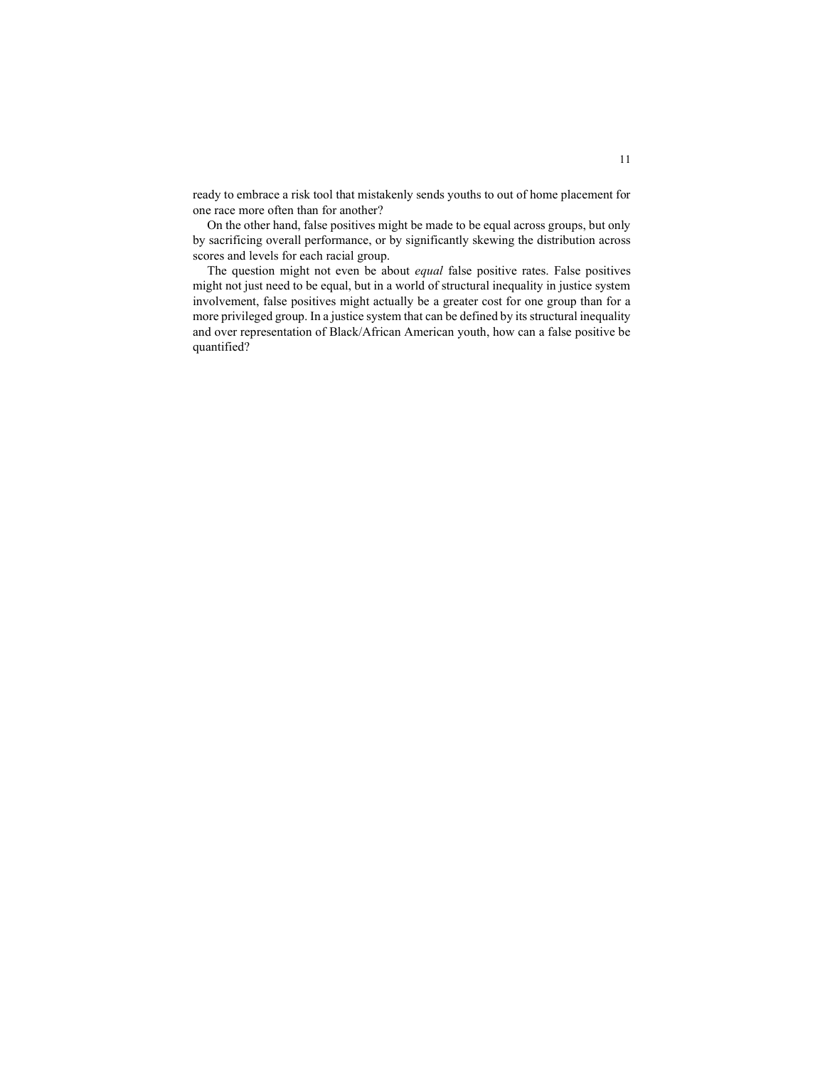ready to embrace a risk tool that mistakenly sends youths to out of home placement for one race more often than for another?

On the other hand, false positives might be made to be equal across groups, but only by sacrificing overall performance, or by significantly skewing the distribution across scores and levels for each racial group.

The question might not even be about *equal* false positive rates. False positives might not just need to be equal, but in a world of structural inequality in justice system involvement, false positives might actually be a greater cost for one group than for a more privileged group. In a justice system that can be defined by its structural inequality and over representation of Black/African American youth, how can a false positive be quantified?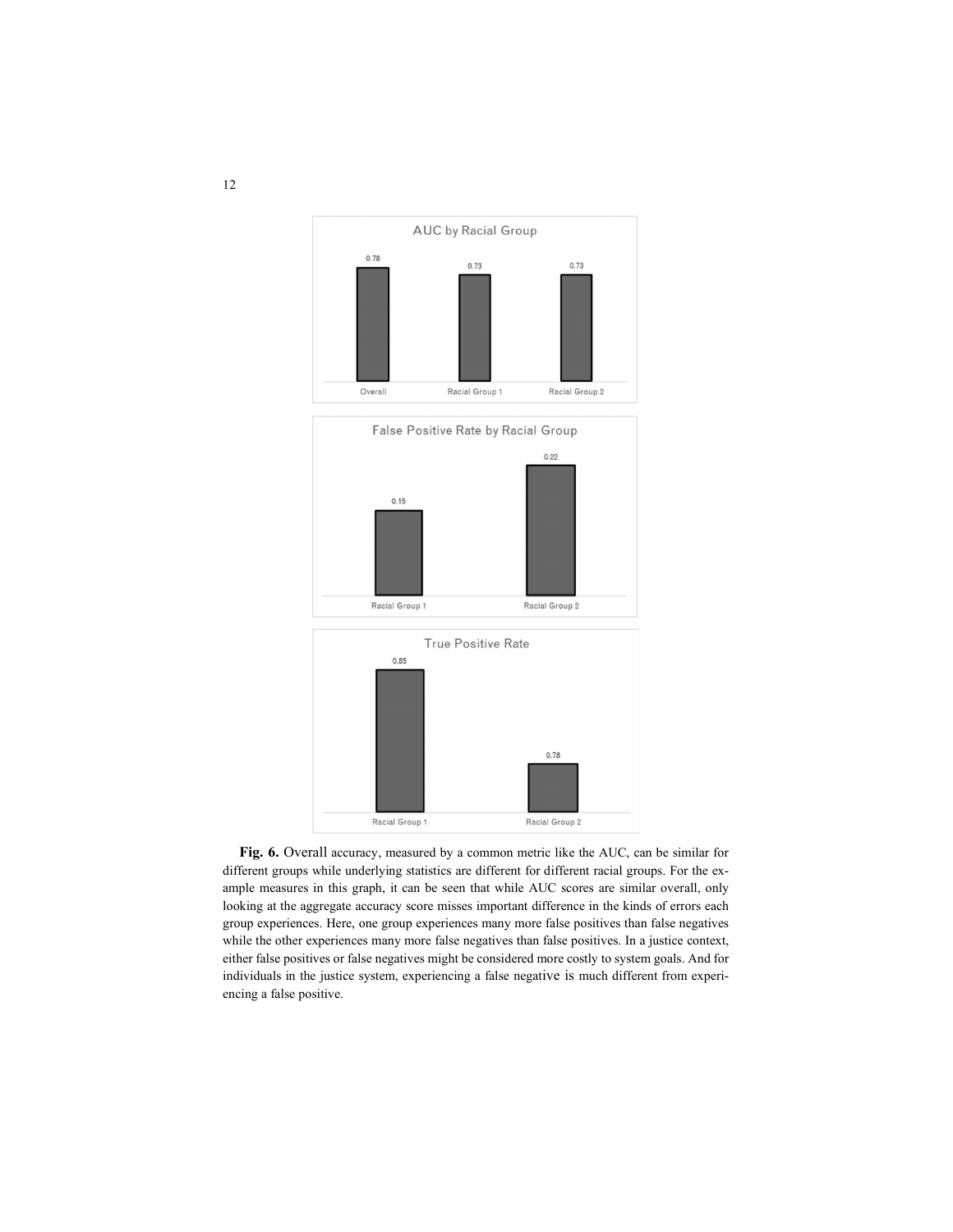AUC by Racial Group

| | Overall | Racial Group 1 | Racial Group 2 |
|---|---|---|---|
| AUC | 0.78 | 0.73 | 0.73 |

False Positive Rate by Racial Group

| | Racial Group 1 | Racial Group 2 |
|---|---|---|
| False Positive Rate | 0.15 | 0.22 |

True Positive Rate

| | Racial Group 1 | Racial Group 2 |
|---|---|---|
| True Positive Rate | 0.85 | 0.78 |

**Fig. 6.** Overall accuracy, measured by a common metric like the AUC, can be similar for different groups while underlying statistics are different for different racial groups. For the example measures in this graph, it can be seen that while AUC scores are similar overall, only looking at the aggregate accuracy score misses important difference in the kinds of errors each group experiences. Here, one group experiences many more false positives than false negatives while the other experiences many more false negatives than false positives. In a justice context, either false positives or false negatives might be considered more costly to system goals. And for individuals in the justice system, experiencing a false negative is much different from experiencing a false positive.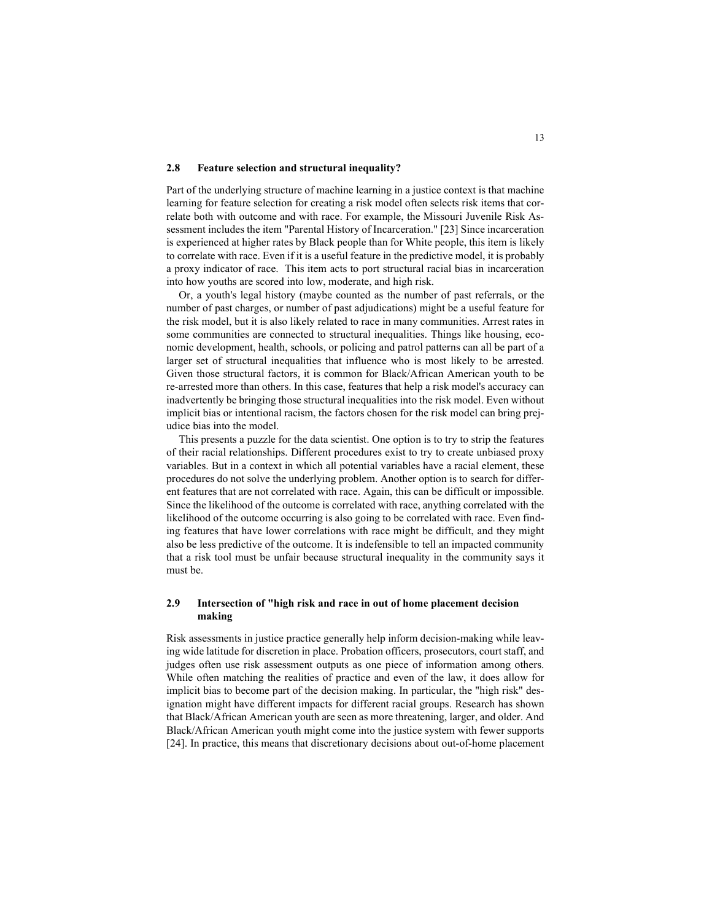### 2.8 Feature selection and structural inequality?

Part of the underlying structure of machine learning in a justice context is that machine learning for feature selection for creating a risk model often selects risk items that correlate both with outcome and with race. For example, the Missouri Juvenile Risk Assessment includes the item "Parental History of Incarceration." [23] Since incarceration is experienced at higher rates by Black people than for White people, this item is likely to correlate with race. Even if it is a useful feature in the predictive model, it is probably a proxy indicator of race. This item acts to port structural racial bias in incarceration into how youths are scored into low, moderate, and high risk.

Or, a youth's legal history (maybe counted as the number of past referrals, or the number of past charges, or number of past adjudications) might be a useful feature for the risk model, but it is also likely related to race in many communities. Arrest rates in some communities are connected to structural inequalities. Things like housing, economic development, health, schools, or policing and patrol patterns can all be part of a larger set of structural inequalities that influence who is most likely to be arrested. Given those structural factors, it is common for Black/African American youth to be re-arrested more than others. In this case, features that help a risk model's accuracy can inadvertently be bringing those structural inequalities into the risk model. Even without implicit bias or intentional racism, the factors chosen for the risk model can bring prejudice bias into the model.

This presents a puzzle for the data scientist. One option is to try to strip the features of their racial relationships. Different procedures exist to try to create unbiased proxy variables. But in a context in which all potential variables have a racial element, these procedures do not solve the underlying problem. Another option is to search for different features that are not correlated with race. Again, this can be difficult or impossible. Since the likelihood of the outcome is correlated with race, anything correlated with the likelihood of the outcome occurring is also going to be correlated with race. Even finding features that have lower correlations with race might be difficult, and they might also be less predictive of the outcome. It is indefensible to tell an impacted community that a risk tool must be unfair because structural inequality in the community says it must be.

### 2.9 Intersection of "high risk and race in out of home placement decision making

Risk assessments in justice practice generally help inform decision-making while leaving wide latitude for discretion in place. Probation officers, prosecutors, court staff, and judges often use risk assessment outputs as one piece of information among others. While often matching the realities of practice and even of the law, it does allow for implicit bias to become part of the decision making. In particular, the "high risk" designation might have different impacts for different racial groups. Research has shown that Black/African American youth are seen as more threatening, larger, and older. And Black/African American youth might come into the justice system with fewer supports [24]. In practice, this means that discretionary decisions about out-of-home placement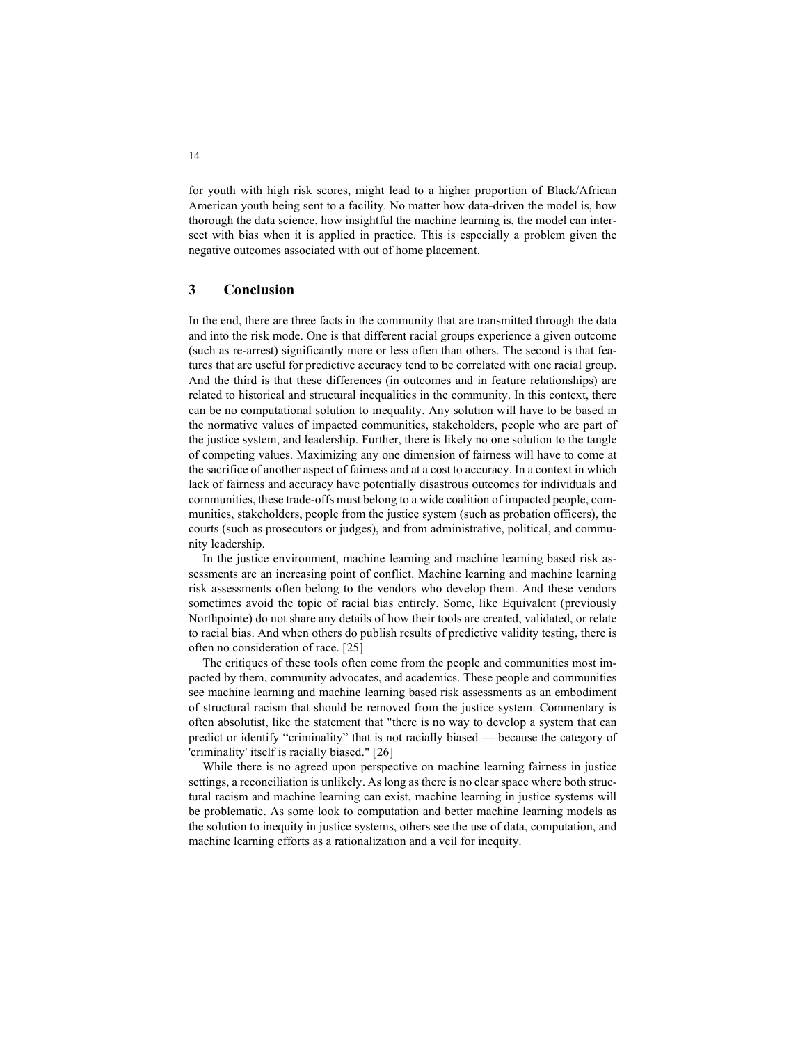for youth with high risk scores, might lead to a higher proportion of Black/African American youth being sent to a facility. No matter how data-driven the model is, how thorough the data science, how insightful the machine learning is, the model can intersect with bias when it is applied in practice. This is especially a problem given the negative outcomes associated with out of home placement.

## 3 Conclusion

In the end, there are three facts in the community that are transmitted through the data and into the risk mode. One is that different racial groups experience a given outcome (such as re-arrest) significantly more or less often than others. The second is that features that are useful for predictive accuracy tend to be correlated with one racial group. And the third is that these differences (in outcomes and in feature relationships) are related to historical and structural inequalities in the community. In this context, there can be no computational solution to inequality. Any solution will have to be based in the normative values of impacted communities, stakeholders, people who are part of the justice system, and leadership. Further, there is likely no one solution to the tangle of competing values. Maximizing any one dimension of fairness will have to come at the sacrifice of another aspect of fairness and at a cost to accuracy. In a context in which lack of fairness and accuracy have potentially disastrous outcomes for individuals and communities, these trade-offs must belong to a wide coalition of impacted people, communities, stakeholders, people from the justice system (such as probation officers), the courts (such as prosecutors or judges), and from administrative, political, and community leadership.

In the justice environment, machine learning and machine learning based risk assessments are an increasing point of conflict. Machine learning and machine learning risk assessments often belong to the vendors who develop them. And these vendors sometimes avoid the topic of racial bias entirely. Some, like Equivalent (previously Northpointe) do not share any details of how their tools are created, validated, or relate to racial bias. And when others do publish results of predictive validity testing, there is often no consideration of race. [25]

The critiques of these tools often come from the people and communities most impacted by them, community advocates, and academics. These people and communities see machine learning and machine learning based risk assessments as an embodiment of structural racism that should be removed from the justice system. Commentary is often absolutist, like the statement that "there is no way to develop a system that can predict or identify "criminality" that is not racially biased — because the category of 'criminality' itself is racially biased." [26]

While there is no agreed upon perspective on machine learning fairness in justice settings, a reconciliation is unlikely. As long as there is no clear space where both structural racism and machine learning can exist, machine learning in justice systems will be problematic. As some look to computation and better machine learning models as the solution to inequity in justice systems, others see the use of data, computation, and machine learning efforts as a rationalization and a veil for inequity.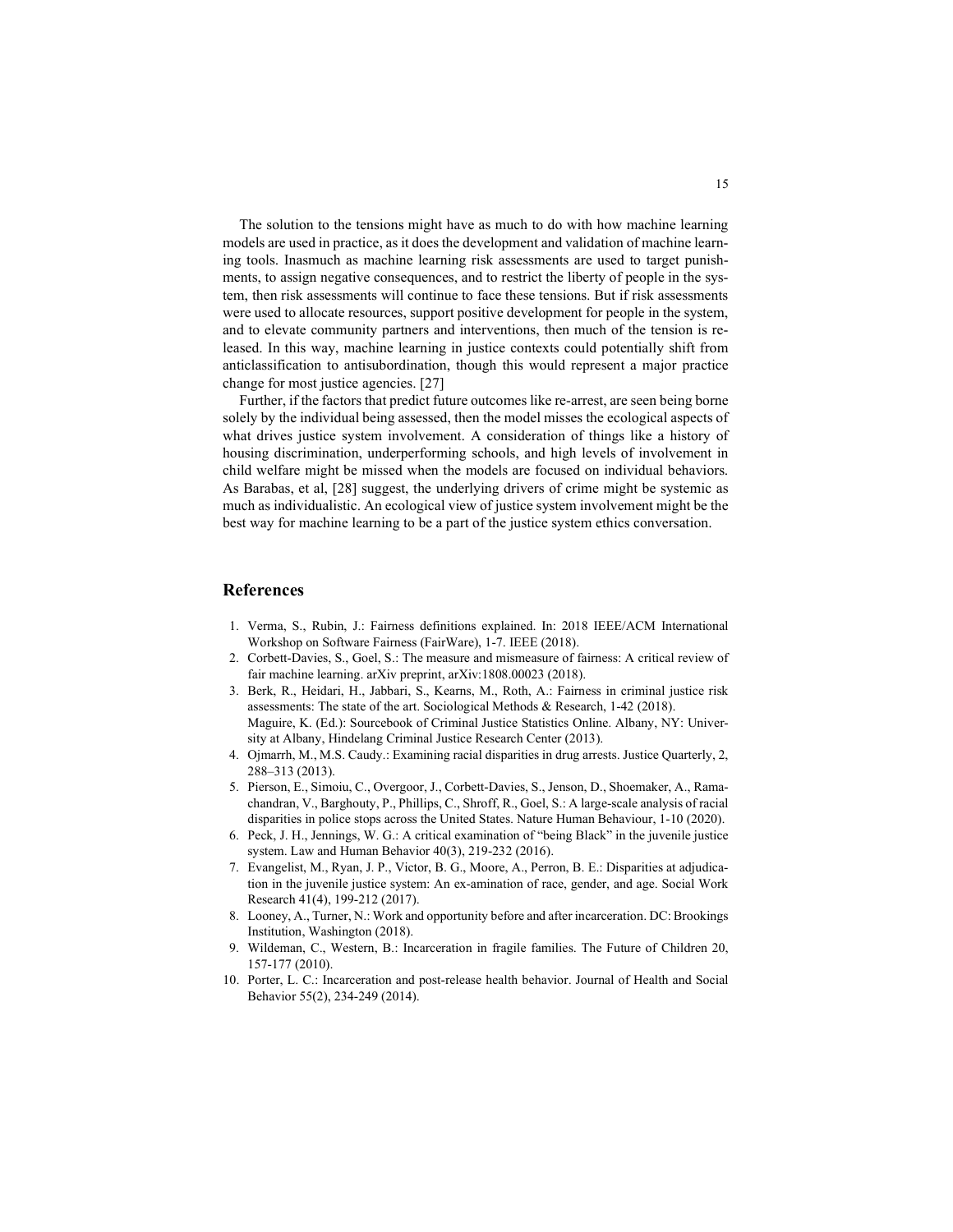The solution to the tensions might have as much to do with how machine learning models are used in practice, as it does the development and validation of machine learning tools. Inasmuch as machine learning risk assessments are used to target punishments, to assign negative consequences, and to restrict the liberty of people in the system, then risk assessments will continue to face these tensions. But if risk assessments were used to allocate resources, support positive development for people in the system, and to elevate community partners and interventions, then much of the tension is released. In this way, machine learning in justice contexts could potentially shift from anticlassification to antisubordination, though this would represent a major practice change for most justice agencies. [27]

Further, if the factors that predict future outcomes like re-arrest, are seen being borne solely by the individual being assessed, then the model misses the ecological aspects of what drives justice system involvement. A consideration of things like a history of housing discrimination, underperforming schools, and high levels of involvement in child welfare might be missed when the models are focused on individual behaviors. As Barabas, et al, [28] suggest, the underlying drivers of crime might be systemic as much as individualistic. An ecological view of justice system involvement might be the best way for machine learning to be a part of the justice system ethics conversation.

## References

1. Verma, S., Rubin, J.: Fairness definitions explained. In: 2018 IEEE/ACM International Workshop on Software Fairness (FairWare), 1-7. IEEE (2018).
2. Corbett-Davies, S., Goel, S.: The measure and mismeasure of fairness: A critical review of fair machine learning. arXiv preprint, arXiv:1808.00023 (2018).
3. Berk, R., Heidari, H., Jabbari, S., Kearns, M., Roth, A.: Fairness in criminal justice risk assessments: The state of the art. Sociological Methods & Research, 1-42 (2018). Maguire, K. (Ed.): Sourcebook of Criminal Justice Statistics Online. Albany, NY: University at Albany, Hindelang Criminal Justice Research Center (2013).
4. Ojmarrh, M., M.S. Caudy.: Examining racial disparities in drug arrests. Justice Quarterly, 2, 288–313 (2013).
5. Pierson, E., Simoiu, C., Overgoor, J., Corbett-Davies, S., Jenson, D., Shoemaker, A., Ramachandran, V., Barghouty, P., Phillips, C., Shroff, R., Goel, S.: A large-scale analysis of racial disparities in police stops across the United States. Nature Human Behaviour, 1-10 (2020).
6. Peck, J. H., Jennings, W. G.: A critical examination of "being Black" in the juvenile justice system. Law and Human Behavior 40(3), 219-232 (2016).
7. Evangelist, M., Ryan, J. P., Victor, B. G., Moore, A., Perron, B. E.: Disparities at adjudication in the juvenile justice system: An ex-amination of race, gender, and age. Social Work Research 41(4), 199-212 (2017).
8. Looney, A., Turner, N.: Work and opportunity before and after incarceration. DC: Brookings Institution, Washington (2018).
9. Wildeman, C., Western, B.: Incarceration in fragile families. The Future of Children 20, 157-177 (2010).
10. Porter, L. C.: Incarceration and post-release health behavior. Journal of Health and Social Behavior 55(2), 234-249 (2014).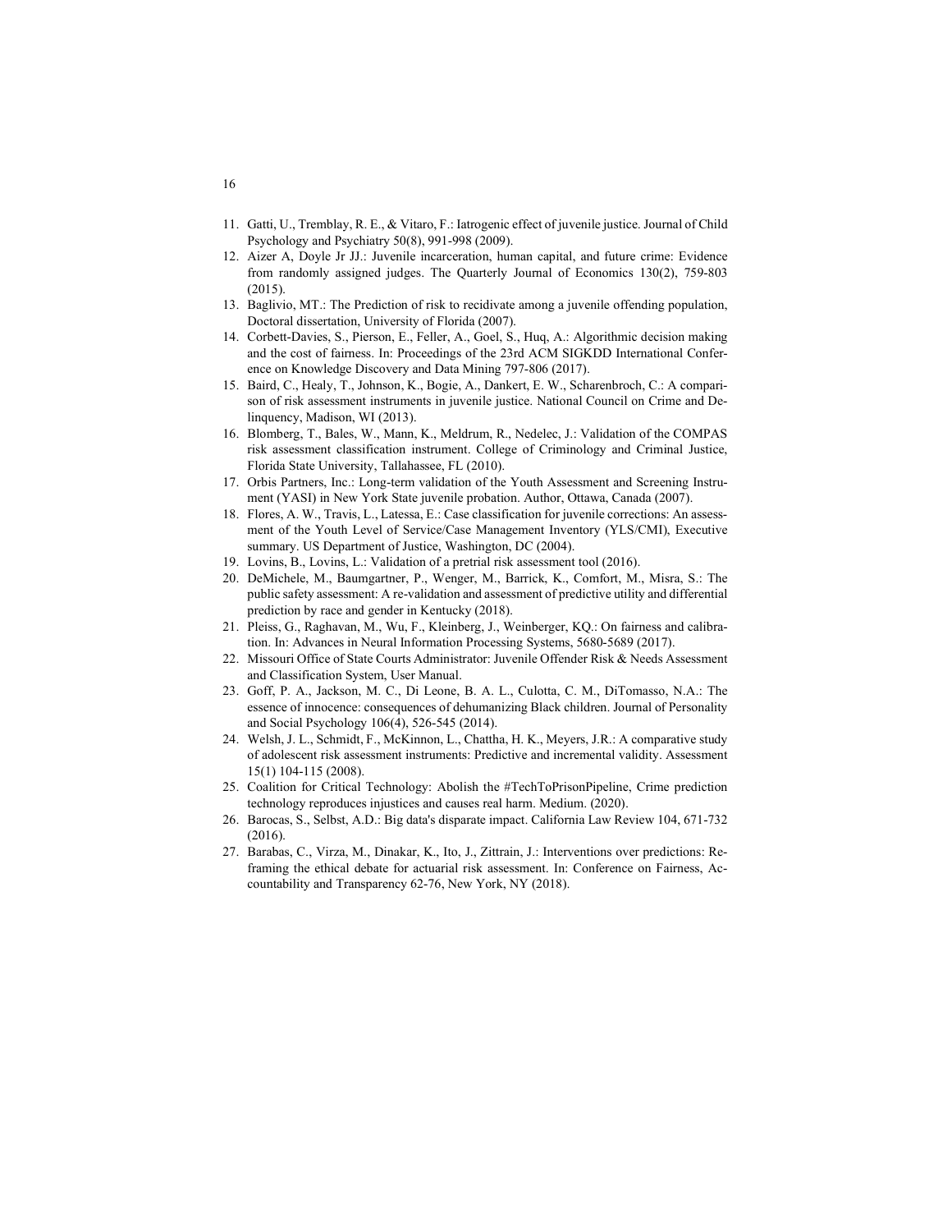11. Gatti, U., Tremblay, R. E., & Vitaro, F.: Iatrogenic effect of juvenile justice. Journal of Child Psychology and Psychiatry 50(8), 991-998 (2009).
12. Aizer A, Doyle Jr JJ.: Juvenile incarceration, human capital, and future crime: Evidence from randomly assigned judges. The Quarterly Journal of Economics 130(2), 759-803 (2015).
13. Baglivio, MT.: The Prediction of risk to recidivate among a juvenile offending population, Doctoral dissertation, University of Florida (2007).
14. Corbett-Davies, S., Pierson, E., Feller, A., Goel, S., Huq, A.: Algorithmic decision making and the cost of fairness. In: Proceedings of the 23rd ACM SIGKDD International Conference on Knowledge Discovery and Data Mining 797-806 (2017).
15. Baird, C., Healy, T., Johnson, K., Bogie, A., Dankert, E. W., Scharenbroch, C.: A comparison of risk assessment instruments in juvenile justice. National Council on Crime and Delinquency, Madison, WI (2013).
16. Blomberg, T., Bales, W., Mann, K., Meldrum, R., Nedelec, J.: Validation of the COMPAS risk assessment classification instrument. College of Criminology and Criminal Justice, Florida State University, Tallahassee, FL (2010).
17. Orbis Partners, Inc.: Long-term validation of the Youth Assessment and Screening Instrument (YASI) in New York State juvenile probation. Author, Ottawa, Canada (2007).
18. Flores, A. W., Travis, L., Latessa, E.: Case classification for juvenile corrections: An assessment of the Youth Level of Service/Case Management Inventory (YLS/CMI), Executive summary. US Department of Justice, Washington, DC (2004).
19. Lovins, B., Lovins, L.: Validation of a pretrial risk assessment tool (2016).
20. DeMichele, M., Baumgartner, P., Wenger, M., Barrick, K., Comfort, M., Misra, S.: The public safety assessment: A re-validation and assessment of predictive utility and differential prediction by race and gender in Kentucky (2018).
21. Pleiss, G., Raghavan, M., Wu, F., Kleinberg, J., Weinberger, KQ.: On fairness and calibration. In: Advances in Neural Information Processing Systems, 5680-5689 (2017).
22. Missouri Office of State Courts Administrator: Juvenile Offender Risk & Needs Assessment and Classification System, User Manual.
23. Goff, P. A., Jackson, M. C., Di Leone, B. A. L., Culotta, C. M., DiTomasso, N.A.: The essence of innocence: consequences of dehumanizing Black children. Journal of Personality and Social Psychology 106(4), 526-545 (2014).
24. Welsh, J. L., Schmidt, F., McKinnon, L., Chattha, H. K., Meyers, J.R.: A comparative study of adolescent risk assessment instruments: Predictive and incremental validity. Assessment 15(1) 104-115 (2008).
25. Coalition for Critical Technology: Abolish the #TechToPrisonPipeline, Crime prediction technology reproduces injustices and causes real harm. Medium. (2020).
26. Barocas, S., Selbst, A.D.: Big data's disparate impact. California Law Review 104, 671-732 (2016).
27. Barabas, C., Virza, M., Dinakar, K., Ito, J., Zittrain, J.: Interventions over predictions: Reframing the ethical debate for actuarial risk assessment. In: Conference on Fairness, Accountability and Transparency 62-76, New York, NY (2018).